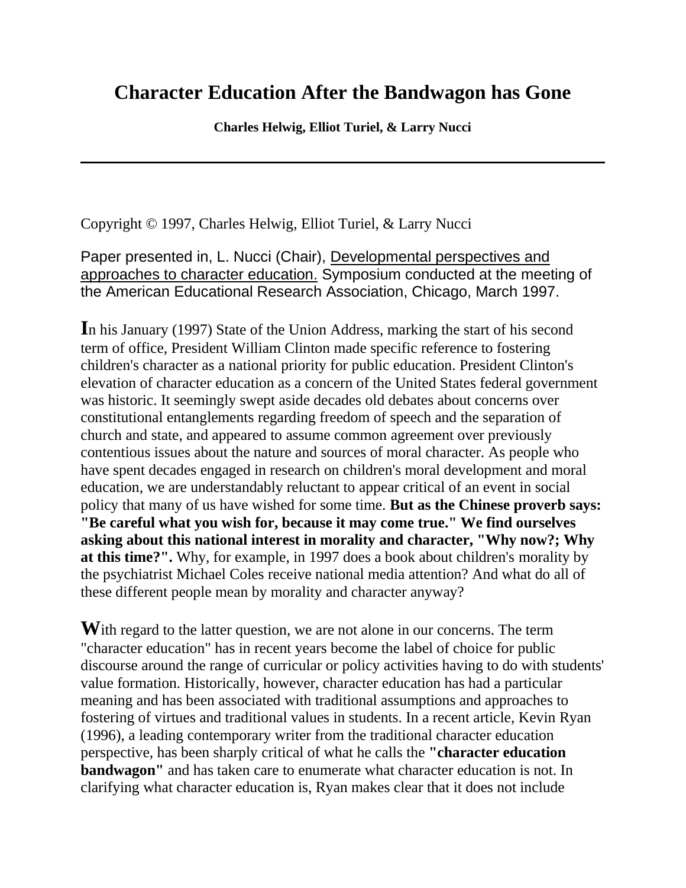# Character Education After the Bandwagon has Gone

**Charles Helwig, Elliot Turiel, & Larry Nucci**

---

Copyright © 1997, Charles Helwig, Elliot Turiel, & Larry Nucci

Paper presented in, L. Nucci (Chair), Developmental perspectives and approaches to character education. Symposium conducted at the meeting of the American Educational Research Association, Chicago, March 1997.

**I**n his January (1997) State of the Union Address, marking the start of his second term of office, President William Clinton made specific reference to fostering children's character as a national priority for public education. President Clinton's elevation of character education as a concern of the United States federal government was historic. It seemingly swept aside decades old debates about concerns over constitutional entanglements regarding freedom of speech and the separation of church and state, and appeared to assume common agreement over previously contentious issues about the nature and sources of moral character. As people who have spent decades engaged in research on children's moral development and moral education, we are understandably reluctant to appear critical of an event in social policy that many of us have wished for some time. **But as the Chinese proverb says: "Be careful what you wish for, because it may come true." We find ourselves asking about this national interest in morality and character, "Why now?; Why at this time?".** Why, for example, in 1997 does a book about children's morality by the psychiatrist Michael Coles receive national media attention? And what do all of these different people mean by morality and character anyway?

**W**ith regard to the latter question, we are not alone in our concerns. The term "character education" has in recent years become the label of choice for public discourse around the range of curricular or policy activities having to do with students' value formation. Historically, however, character education has had a particular meaning and has been associated with traditional assumptions and approaches to fostering of virtues and traditional values in students. In a recent article, Kevin Ryan (1996), a leading contemporary writer from the traditional character education perspective, has been sharply critical of what he calls the **"character education bandwagon"** and has taken care to enumerate what character education is not. In clarifying what character education is, Ryan makes clear that it does not include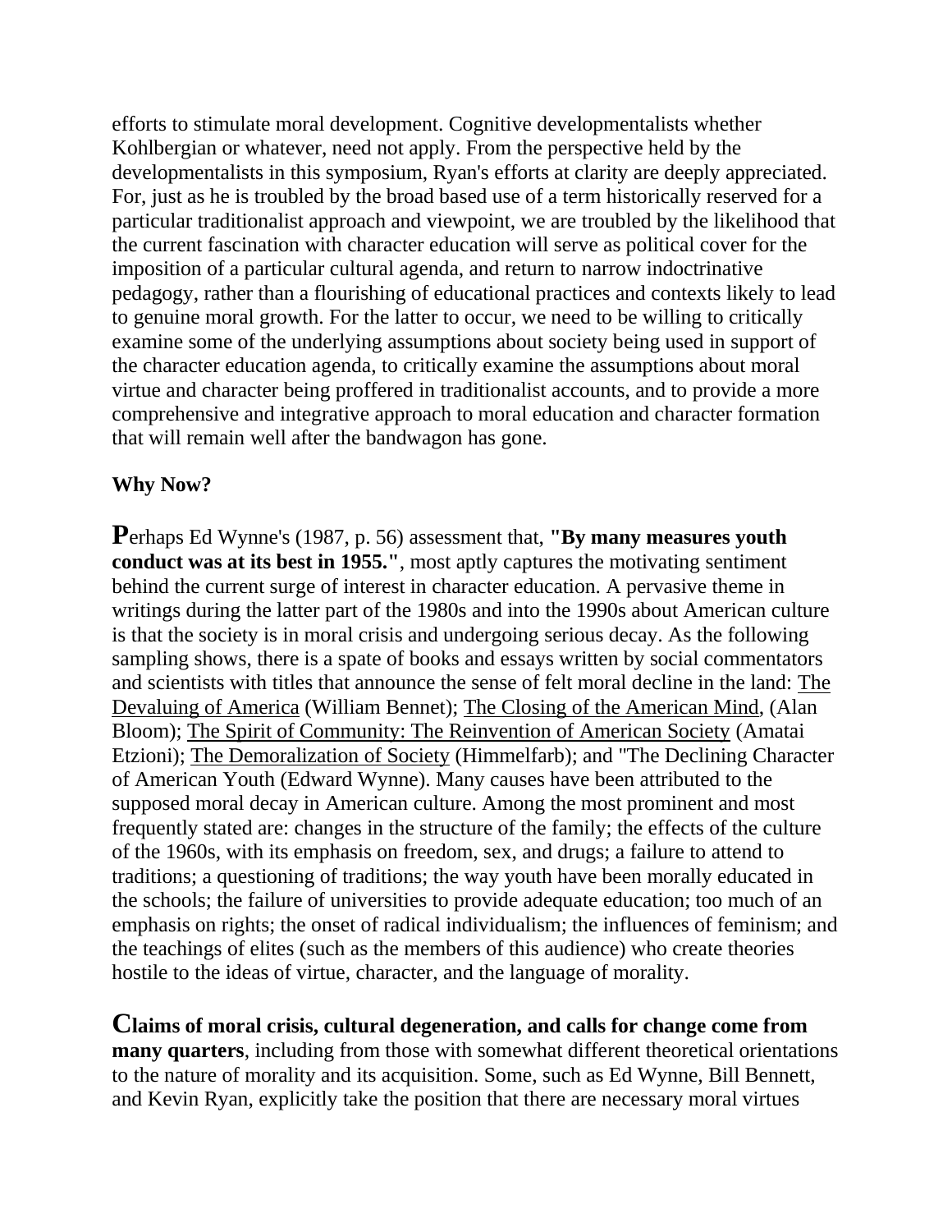efforts to stimulate moral development. Cognitive developmentalists whether Kohlbergian or whatever, need not apply. From the perspective held by the developmentalists in this symposium, Ryan's efforts at clarity are deeply appreciated. For, just as he is troubled by the broad based use of a term historically reserved for a particular traditionalist approach and viewpoint, we are troubled by the likelihood that the current fascination with character education will serve as political cover for the imposition of a particular cultural agenda, and return to narrow indoctrinative pedagogy, rather than a flourishing of educational practices and contexts likely to lead to genuine moral growth. For the latter to occur, we need to be willing to critically examine some of the underlying assumptions about society being used in support of the character education agenda, to critically examine the assumptions about moral virtue and character being proffered in traditionalist accounts, and to provide a more comprehensive and integrative approach to moral education and character formation that will remain well after the bandwagon has gone.

**Why Now?**

**P**erhaps Ed Wynne's (1987, p. 56) assessment that, **"By many measures youth conduct was at its best in 1955."**, most aptly captures the motivating sentiment behind the current surge of interest in character education. A pervasive theme in writings during the latter part of the 1980s and into the 1990s about American culture is that the society is in moral crisis and undergoing serious decay. As the following sampling shows, there is a spate of books and essays written by social commentators and scientists with titles that announce the sense of felt moral decline in the land: The Devaluing of America (William Bennet); The Closing of the American Mind, (Alan Bloom); The Spirit of Community: The Reinvention of American Society (Amatai Etzioni); The Demoralization of Society (Himmelfarb); and "The Declining Character of American Youth (Edward Wynne). Many causes have been attributed to the supposed moral decay in American culture. Among the most prominent and most frequently stated are: changes in the structure of the family; the effects of the culture of the 1960s, with its emphasis on freedom, sex, and drugs; a failure to attend to traditions; a questioning of traditions; the way youth have been morally educated in the schools; the failure of universities to provide adequate education; too much of an emphasis on rights; the onset of radical individualism; the influences of feminism; and the teachings of elites (such as the members of this audience) who create theories hostile to the ideas of virtue, character, and the language of morality.

**Claims of moral crisis, cultural degeneration, and calls for change come from many quarters**, including from those with somewhat different theoretical orientations to the nature of morality and its acquisition. Some, such as Ed Wynne, Bill Bennett, and Kevin Ryan, explicitly take the position that there are necessary moral virtues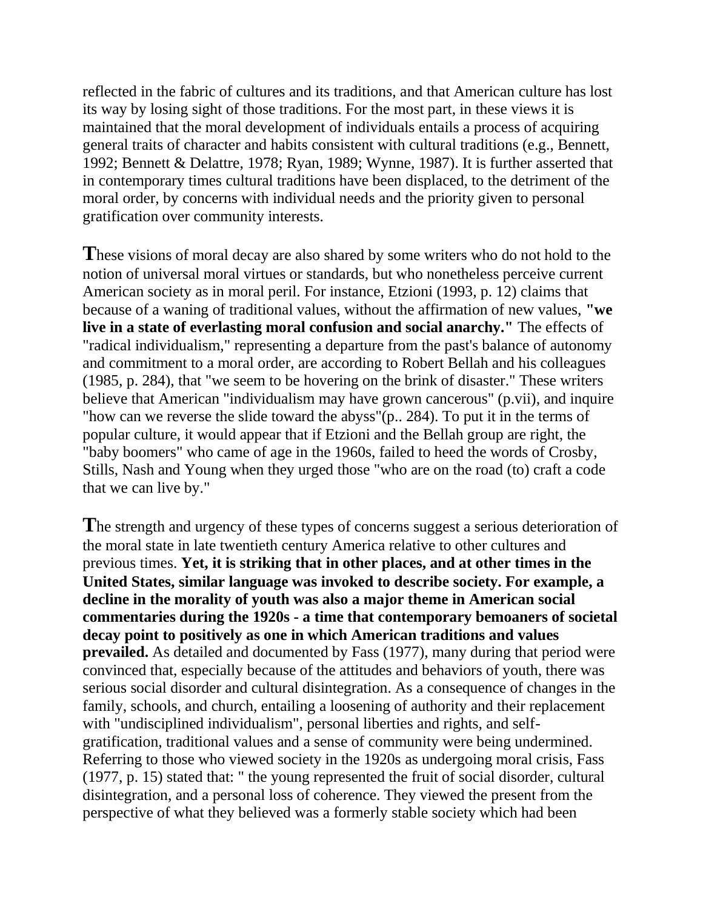reflected in the fabric of cultures and its traditions, and that American culture has lost its way by losing sight of those traditions. For the most part, in these views it is maintained that the moral development of individuals entails a process of acquiring general traits of character and habits consistent with cultural traditions (e.g., Bennett, 1992; Bennett & Delattre, 1978; Ryan, 1989; Wynne, 1987). It is further asserted that in contemporary times cultural traditions have been displaced, to the detriment of the moral order, by concerns with individual needs and the priority given to personal gratification over community interests.

**T**hese visions of moral decay are also shared by some writers who do not hold to the notion of universal moral virtues or standards, but who nonetheless perceive current American society as in moral peril. For instance, Etzioni (1993, p. 12) claims that because of a waning of traditional values, without the affirmation of new values, **"we live in a state of everlasting moral confusion and social anarchy."** The effects of "radical individualism," representing a departure from the past's balance of autonomy and commitment to a moral order, are according to Robert Bellah and his colleagues (1985, p. 284), that "we seem to be hovering on the brink of disaster." These writers believe that American "individualism may have grown cancerous" (p.vii), and inquire "how can we reverse the slide toward the abyss"(p.. 284). To put it in the terms of popular culture, it would appear that if Etzioni and the Bellah group are right, the "baby boomers" who came of age in the 1960s, failed to heed the words of Crosby, Stills, Nash and Young when they urged those "who are on the road (to) craft a code that we can live by."

**T**he strength and urgency of these types of concerns suggest a serious deterioration of the moral state in late twentieth century America relative to other cultures and previous times. **Yet, it is striking that in other places, and at other times in the United States, similar language was invoked to describe society. For example, a decline in the morality of youth was also a major theme in American social commentaries during the 1920s - a time that contemporary bemoaners of societal decay point to positively as one in which American traditions and values prevailed.** As detailed and documented by Fass (1977), many during that period were convinced that, especially because of the attitudes and behaviors of youth, there was serious social disorder and cultural disintegration. As a consequence of changes in the family, schools, and church, entailing a loosening of authority and their replacement with "undisciplined individualism", personal liberties and rights, and self-gratification, traditional values and a sense of community were being undermined. Referring to those who viewed society in the 1920s as undergoing moral crisis, Fass (1977, p. 15) stated that: " the young represented the fruit of social disorder, cultural disintegration, and a personal loss of coherence. They viewed the present from the perspective of what they believed was a formerly stable society which had been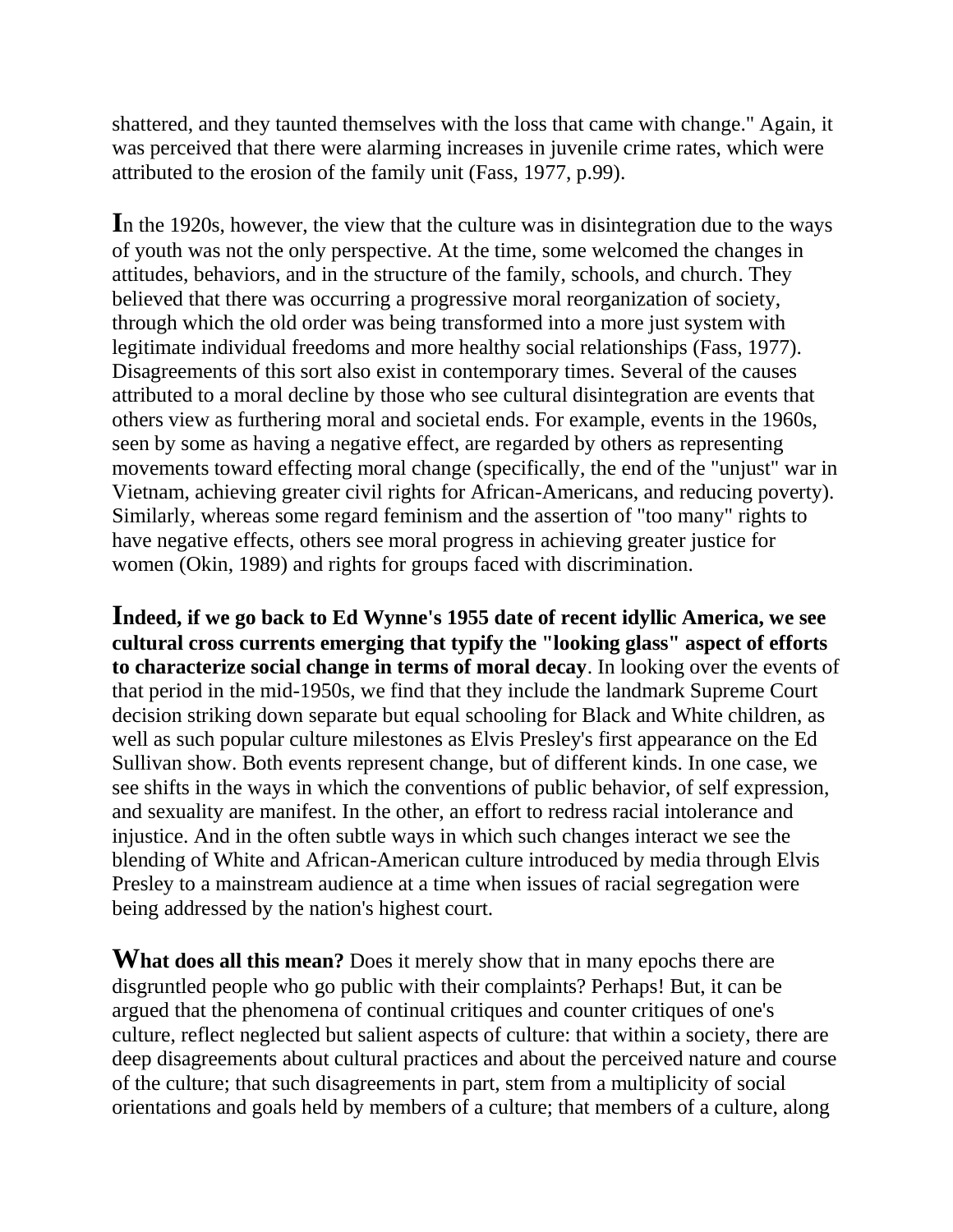shattered, and they taunted themselves with the loss that came with change." Again, it was perceived that there were alarming increases in juvenile crime rates, which were attributed to the erosion of the family unit (Fass, 1977, p.99).

**I**n the 1920s, however, the view that the culture was in disintegration due to the ways of youth was not the only perspective. At the time, some welcomed the changes in attitudes, behaviors, and in the structure of the family, schools, and church. They believed that there was occurring a progressive moral reorganization of society, through which the old order was being transformed into a more just system with legitimate individual freedoms and more healthy social relationships (Fass, 1977). Disagreements of this sort also exist in contemporary times. Several of the causes attributed to a moral decline by those who see cultural disintegration are events that others view as furthering moral and societal ends. For example, events in the 1960s, seen by some as having a negative effect, are regarded by others as representing movements toward effecting moral change (specifically, the end of the "unjust" war in Vietnam, achieving greater civil rights for African-Americans, and reducing poverty). Similarly, whereas some regard feminism and the assertion of "too many" rights to have negative effects, others see moral progress in achieving greater justice for women (Okin, 1989) and rights for groups faced with discrimination.

**Indeed, if we go back to Ed Wynne's 1955 date of recent idyllic America, we see cultural cross currents emerging that typify the "looking glass" aspect of efforts to characterize social change in terms of moral decay**. In looking over the events of that period in the mid-1950s, we find that they include the landmark Supreme Court decision striking down separate but equal schooling for Black and White children, as well as such popular culture milestones as Elvis Presley's first appearance on the Ed Sullivan show. Both events represent change, but of different kinds. In one case, we see shifts in the ways in which the conventions of public behavior, of self expression, and sexuality are manifest. In the other, an effort to redress racial intolerance and injustice. And in the often subtle ways in which such changes interact we see the blending of White and African-American culture introduced by media through Elvis Presley to a mainstream audience at a time when issues of racial segregation were being addressed by the nation's highest court.

**What does all this mean?** Does it merely show that in many epochs there are disgruntled people who go public with their complaints? Perhaps! But, it can be argued that the phenomena of continual critiques and counter critiques of one's culture, reflect neglected but salient aspects of culture: that within a society, there are deep disagreements about cultural practices and about the perceived nature and course of the culture; that such disagreements in part, stem from a multiplicity of social orientations and goals held by members of a culture; that members of a culture, along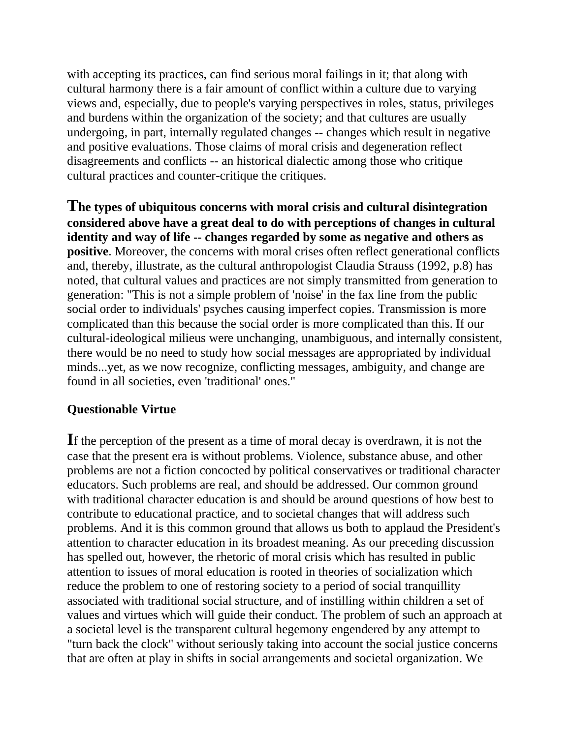with accepting its practices, can find serious moral failings in it; that along with cultural harmony there is a fair amount of conflict within a culture due to varying views and, especially, due to people's varying perspectives in roles, status, privileges and burdens within the organization of the society; and that cultures are usually undergoing, in part, internally regulated changes -- changes which result in negative and positive evaluations. Those claims of moral crisis and degeneration reflect disagreements and conflicts -- an historical dialectic among those who critique cultural practices and counter-critique the critiques.

**The types of ubiquitous concerns with moral crisis and cultural disintegration considered above have a great deal to do with perceptions of changes in cultural identity and way of life -- changes regarded by some as negative and others as positive**. Moreover, the concerns with moral crises often reflect generational conflicts and, thereby, illustrate, as the cultural anthropologist Claudia Strauss (1992, p.8) has noted, that cultural values and practices are not simply transmitted from generation to generation: "This is not a simple problem of 'noise' in the fax line from the public social order to individuals' psyches causing imperfect copies. Transmission is more complicated than this because the social order is more complicated than this. If our cultural-ideological milieus were unchanging, unambiguous, and internally consistent, there would be no need to study how social messages are appropriated by individual minds...yet, as we now recognize, conflicting messages, ambiguity, and change are found in all societies, even 'traditional' ones."

**Questionable Virtue**

If the perception of the present as a time of moral decay is overdrawn, it is not the case that the present era is without problems. Violence, substance abuse, and other problems are not a fiction concocted by political conservatives or traditional character educators. Such problems are real, and should be addressed. Our common ground with traditional character education is and should be around questions of how best to contribute to educational practice, and to societal changes that will address such problems. And it is this common ground that allows us both to applaud the President's attention to character education in its broadest meaning. As our preceding discussion has spelled out, however, the rhetoric of moral crisis which has resulted in public attention to issues of moral education is rooted in theories of socialization which reduce the problem to one of restoring society to a period of social tranquillity associated with traditional social structure, and of instilling within children a set of values and virtues which will guide their conduct. The problem of such an approach at a societal level is the transparent cultural hegemony engendered by any attempt to "turn back the clock" without seriously taking into account the social justice concerns that are often at play in shifts in social arrangements and societal organization. We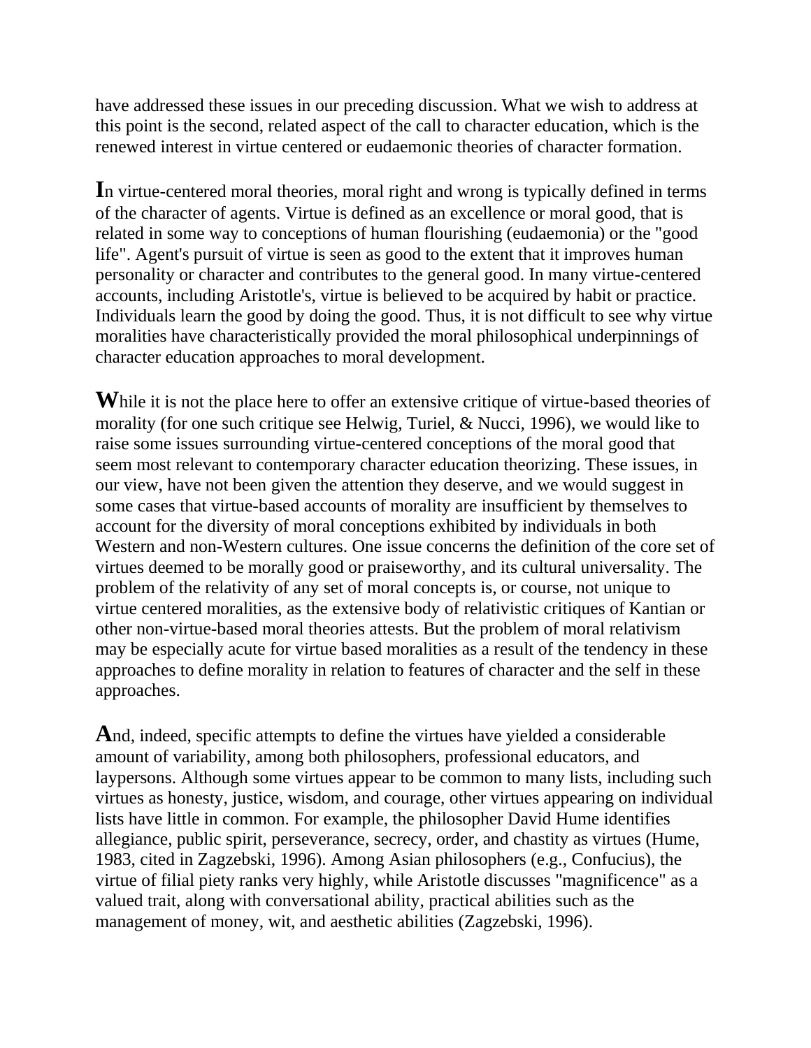have addressed these issues in our preceding discussion. What we wish to address at this point is the second, related aspect of the call to character education, which is the renewed interest in virtue centered or eudaemonic theories of character formation.

In virtue-centered moral theories, moral right and wrong is typically defined in terms of the character of agents. Virtue is defined as an excellence or moral good, that is related in some way to conceptions of human flourishing (eudaemonia) or the "good life". Agent's pursuit of virtue is seen as good to the extent that it improves human personality or character and contributes to the general good. In many virtue-centered accounts, including Aristotle's, virtue is believed to be acquired by habit or practice. Individuals learn the good by doing the good. Thus, it is not difficult to see why virtue moralities have characteristically provided the moral philosophical underpinnings of character education approaches to moral development.

While it is not the place here to offer an extensive critique of virtue-based theories of morality (for one such critique see Helwig, Turiel, & Nucci, 1996), we would like to raise some issues surrounding virtue-centered conceptions of the moral good that seem most relevant to contemporary character education theorizing. These issues, in our view, have not been given the attention they deserve, and we would suggest in some cases that virtue-based accounts of morality are insufficient by themselves to account for the diversity of moral conceptions exhibited by individuals in both Western and non-Western cultures. One issue concerns the definition of the core set of virtues deemed to be morally good or praiseworthy, and its cultural universality. The problem of the relativity of any set of moral concepts is, or course, not unique to virtue centered moralities, as the extensive body of relativistic critiques of Kantian or other non-virtue-based moral theories attests. But the problem of moral relativism may be especially acute for virtue based moralities as a result of the tendency in these approaches to define morality in relation to features of character and the self in these approaches.

And, indeed, specific attempts to define the virtues have yielded a considerable amount of variability, among both philosophers, professional educators, and laypersons. Although some virtues appear to be common to many lists, including such virtues as honesty, justice, wisdom, and courage, other virtues appearing on individual lists have little in common. For example, the philosopher David Hume identifies allegiance, public spirit, perseverance, secrecy, order, and chastity as virtues (Hume, 1983, cited in Zagzebski, 1996). Among Asian philosophers (e.g., Confucius), the virtue of filial piety ranks very highly, while Aristotle discusses "magnificence" as a valued trait, along with conversational ability, practical abilities such as the management of money, wit, and aesthetic abilities (Zagzebski, 1996).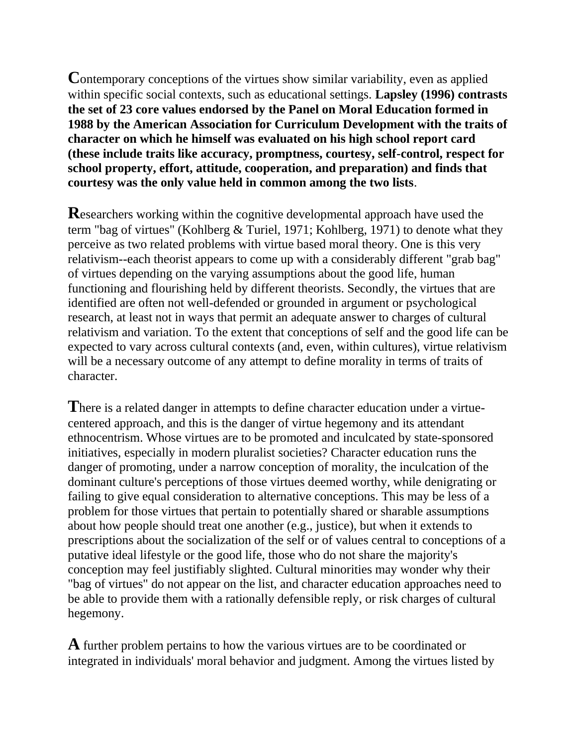**C**ontemporary conceptions of the virtues show similar variability, even as applied within specific social contexts, such as educational settings. **Lapsley (1996) contrasts the set of 23 core values endorsed by the Panel on Moral Education formed in 1988 by the American Association for Curriculum Development with the traits of character on which he himself was evaluated on his high school report card (these include traits like accuracy, promptness, courtesy, self-control, respect for school property, effort, attitude, cooperation, and preparation) and finds that courtesy was the only value held in common among the two lists**.

**R**esearchers working within the cognitive developmental approach have used the term "bag of virtues" (Kohlberg & Turiel, 1971; Kohlberg, 1971) to denote what they perceive as two related problems with virtue based moral theory. One is this very relativism--each theorist appears to come up with a considerably different "grab bag" of virtues depending on the varying assumptions about the good life, human functioning and flourishing held by different theorists. Secondly, the virtues that are identified are often not well-defended or grounded in argument or psychological research, at least not in ways that permit an adequate answer to charges of cultural relativism and variation. To the extent that conceptions of self and the good life can be expected to vary across cultural contexts (and, even, within cultures), virtue relativism will be a necessary outcome of any attempt to define morality in terms of traits of character.

**T**here is a related danger in attempts to define character education under a virtue-centered approach, and this is the danger of virtue hegemony and its attendant ethnocentrism. Whose virtues are to be promoted and inculcated by state-sponsored initiatives, especially in modern pluralist societies? Character education runs the danger of promoting, under a narrow conception of morality, the inculcation of the dominant culture's perceptions of those virtues deemed worthy, while denigrating or failing to give equal consideration to alternative conceptions. This may be less of a problem for those virtues that pertain to potentially shared or sharable assumptions about how people should treat one another (e.g., justice), but when it extends to prescriptions about the socialization of the self or of values central to conceptions of a putative ideal lifestyle or the good life, those who do not share the majority's conception may feel justifiably slighted. Cultural minorities may wonder why their "bag of virtues" do not appear on the list, and character education approaches need to be able to provide them with a rationally defensible reply, or risk charges of cultural hegemony.

**A** further problem pertains to how the various virtues are to be coordinated or integrated in individuals' moral behavior and judgment. Among the virtues listed by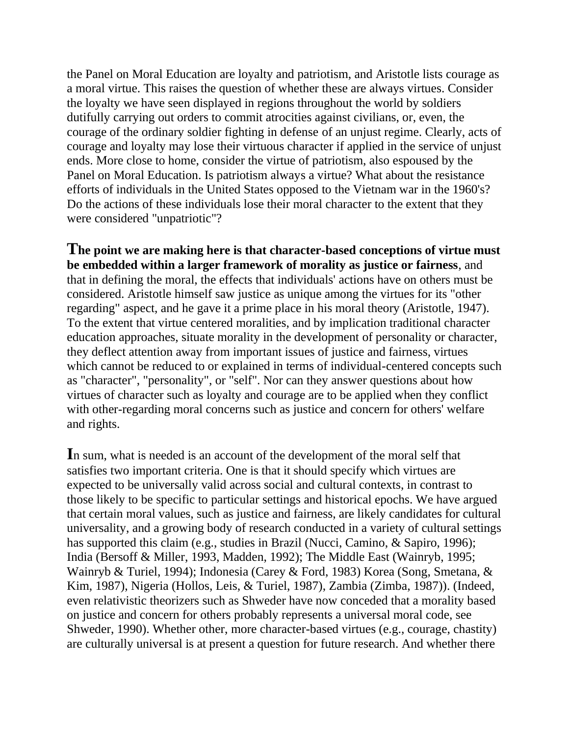the Panel on Moral Education are loyalty and patriotism, and Aristotle lists courage as a moral virtue. This raises the question of whether these are always virtues. Consider the loyalty we have seen displayed in regions throughout the world by soldiers dutifully carrying out orders to commit atrocities against civilians, or, even, the courage of the ordinary soldier fighting in defense of an unjust regime. Clearly, acts of courage and loyalty may lose their virtuous character if applied in the service of unjust ends. More close to home, consider the virtue of patriotism, also espoused by the Panel on Moral Education. Is patriotism always a virtue? What about the resistance efforts of individuals in the United States opposed to the Vietnam war in the 1960's? Do the actions of these individuals lose their moral character to the extent that they were considered "unpatriotic"?

**The point we are making here is that character-based conceptions of virtue must be embedded within a larger framework of morality as justice or fairness**, and that in defining the moral, the effects that individuals' actions have on others must be considered. Aristotle himself saw justice as unique among the virtues for its "other regarding" aspect, and he gave it a prime place in his moral theory (Aristotle, 1947). To the extent that virtue centered moralities, and by implication traditional character education approaches, situate morality in the development of personality or character, they deflect attention away from important issues of justice and fairness, virtues which cannot be reduced to or explained in terms of individual-centered concepts such as "character", "personality", or "self". Nor can they answer questions about how virtues of character such as loyalty and courage are to be applied when they conflict with other-regarding moral concerns such as justice and concern for others' welfare and rights.

In sum, what is needed is an account of the development of the moral self that satisfies two important criteria. One is that it should specify which virtues are expected to be universally valid across social and cultural contexts, in contrast to those likely to be specific to particular settings and historical epochs. We have argued that certain moral values, such as justice and fairness, are likely candidates for cultural universality, and a growing body of research conducted in a variety of cultural settings has supported this claim (e.g., studies in Brazil (Nucci, Camino, & Sapiro, 1996); India (Bersoff & Miller, 1993, Madden, 1992); The Middle East (Wainryb, 1995; Wainryb & Turiel, 1994); Indonesia (Carey & Ford, 1983) Korea (Song, Smetana, & Kim, 1987), Nigeria (Hollos, Leis, & Turiel, 1987), Zambia (Zimba, 1987)). (Indeed, even relativistic theorizers such as Shweder have now conceded that a morality based on justice and concern for others probably represents a universal moral code, see Shweder, 1990). Whether other, more character-based virtues (e.g., courage, chastity) are culturally universal is at present a question for future research. And whether there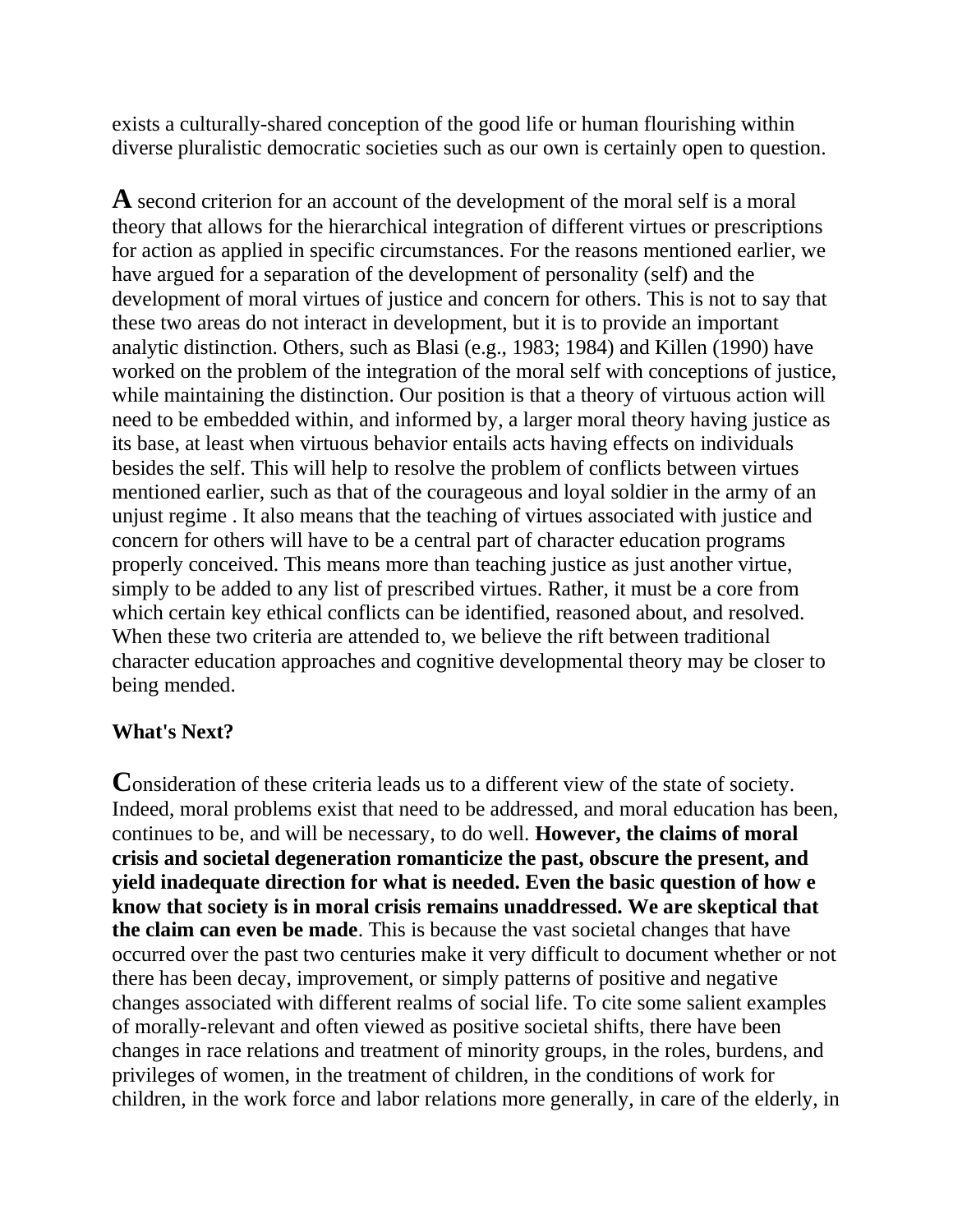exists a culturally-shared conception of the good life or human flourishing within diverse pluralistic democratic societies such as our own is certainly open to question.

A second criterion for an account of the development of the moral self is a moral theory that allows for the hierarchical integration of different virtues or prescriptions for action as applied in specific circumstances. For the reasons mentioned earlier, we have argued for a separation of the development of personality (self) and the development of moral virtues of justice and concern for others. This is not to say that these two areas do not interact in development, but it is to provide an important analytic distinction. Others, such as Blasi (e.g., 1983; 1984) and Killen (1990) have worked on the problem of the integration of the moral self with conceptions of justice, while maintaining the distinction. Our position is that a theory of virtuous action will need to be embedded within, and informed by, a larger moral theory having justice as its base, at least when virtuous behavior entails acts having effects on individuals besides the self. This will help to resolve the problem of conflicts between virtues mentioned earlier, such as that of the courageous and loyal soldier in the army of an unjust regime . It also means that the teaching of virtues associated with justice and concern for others will have to be a central part of character education programs properly conceived. This means more than teaching justice as just another virtue, simply to be added to any list of prescribed virtues. Rather, it must be a core from which certain key ethical conflicts can be identified, reasoned about, and resolved. When these two criteria are attended to, we believe the rift between traditional character education approaches and cognitive developmental theory may be closer to being mended.

**What's Next?**

Consideration of these criteria leads us to a different view of the state of society. Indeed, moral problems exist that need to be addressed, and moral education has been, continues to be, and will be necessary, to do well. **However, the claims of moral crisis and societal degeneration romanticize the past, obscure the present, and yield inadequate direction for what is needed. Even the basic question of how e know that society is in moral crisis remains unaddressed. We are skeptical that the claim can even be made**. This is because the vast societal changes that have occurred over the past two centuries make it very difficult to document whether or not there has been decay, improvement, or simply patterns of positive and negative changes associated with different realms of social life. To cite some salient examples of morally-relevant and often viewed as positive societal shifts, there have been changes in race relations and treatment of minority groups, in the roles, burdens, and privileges of women, in the treatment of children, in the conditions of work for children, in the work force and labor relations more generally, in care of the elderly, in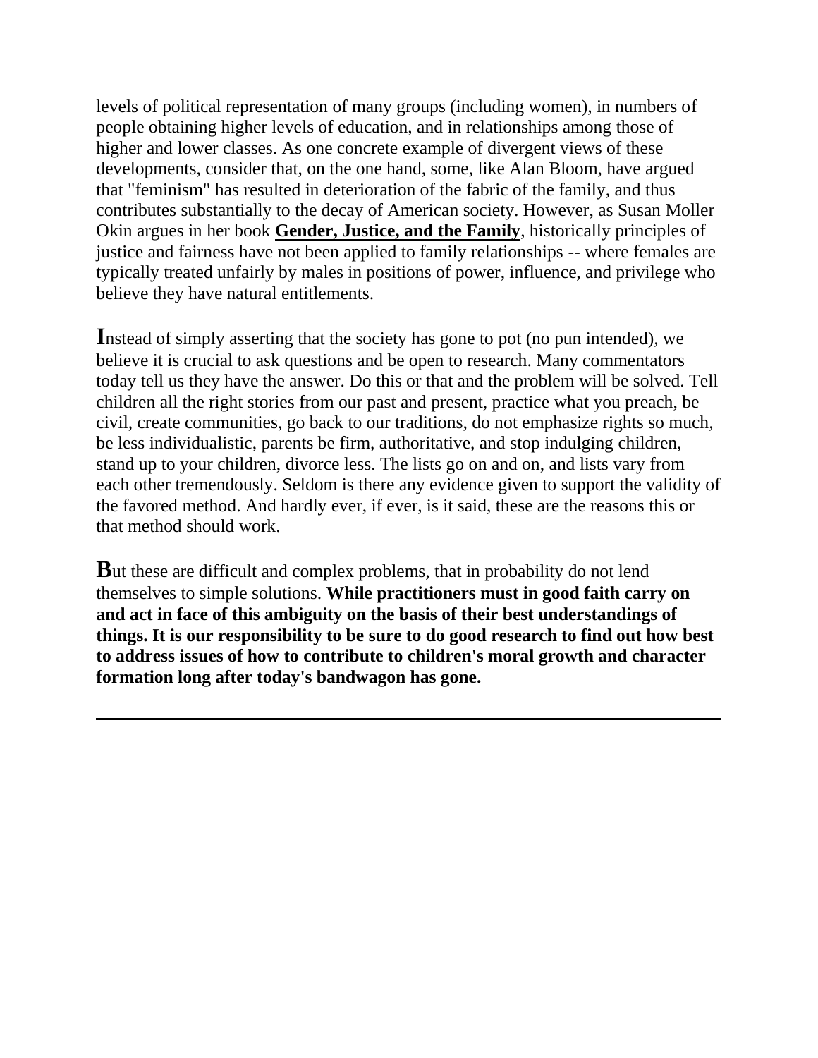levels of political representation of many groups (including women), in numbers of people obtaining higher levels of education, and in relationships among those of higher and lower classes. As one concrete example of divergent views of these developments, consider that, on the one hand, some, like Alan Bloom, have argued that "feminism" has resulted in deterioration of the fabric of the family, and thus contributes substantially to the decay of American society. However, as Susan Moller Okin argues in her book **Gender, Justice, and the Family**, historically principles of justice and fairness have not been applied to family relationships -- where females are typically treated unfairly by males in positions of power, influence, and privilege who believe they have natural entitlements.

Instead of simply asserting that the society has gone to pot (no pun intended), we believe it is crucial to ask questions and be open to research. Many commentators today tell us they have the answer. Do this or that and the problem will be solved. Tell children all the right stories from our past and present, practice what you preach, be civil, create communities, go back to our traditions, do not emphasize rights so much, be less individualistic, parents be firm, authoritative, and stop indulging children, stand up to your children, divorce less. The lists go on and on, and lists vary from each other tremendously. Seldom is there any evidence given to support the validity of the favored method. And hardly ever, if ever, is it said, these are the reasons this or that method should work.

But these are difficult and complex problems, that in probability do not lend themselves to simple solutions. **While practitioners must in good faith carry on and act in face of this ambiguity on the basis of their best understandings of things. It is our responsibility to be sure to do good research to find out how best to address issues of how to contribute to children's moral growth and character formation long after today's bandwagon has gone.**

---